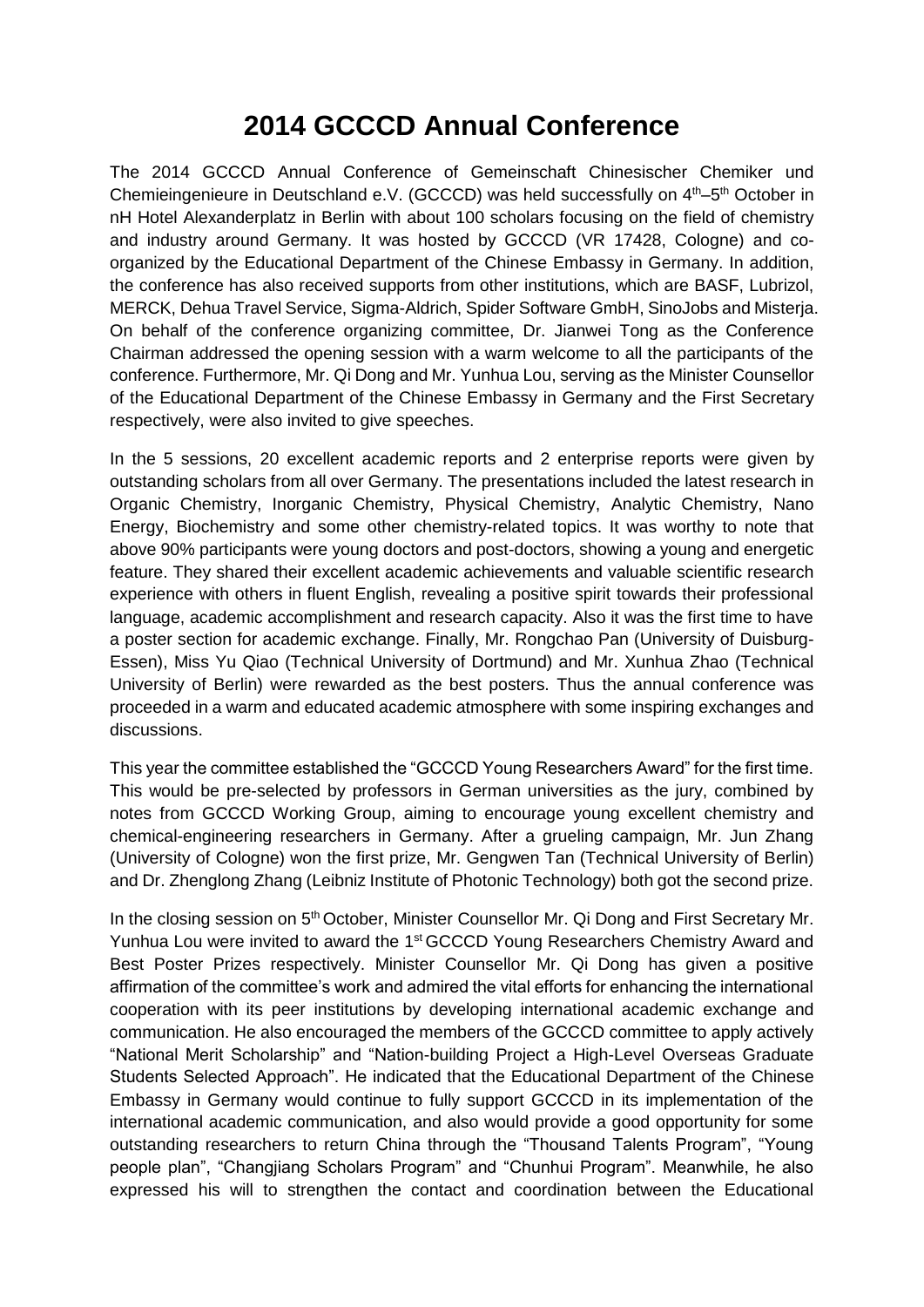# 2014 GCCCD Annual Conference

The 2014 GCCCD Annual Conference of Gemeinschaft Chinesischer Chemiker und Chemieingenieure in Deutschland e.V. (GCCCD) was held successfully on 4th–5th October in nH Hotel Alexanderplatz in Berlin with about 100 scholars focusing on the field of chemistry and industry around Germany. It was hosted by GCCCD (VR 17428, Cologne) and co-organized by the Educational Department of the Chinese Embassy in Germany. In addition, the conference has also received supports from other institutions, which are BASF, Lubrizol, MERCK, Dehua Travel Service, Sigma-Aldrich, Spider Software GmbH, SinoJobs and Misterja. On behalf of the conference organizing committee, Dr. Jianwei Tong as the Conference Chairman addressed the opening session with a warm welcome to all the participants of the conference. Furthermore, Mr. Qi Dong and Mr. Yunhua Lou, serving as the Minister Counsellor of the Educational Department of the Chinese Embassy in Germany and the First Secretary respectively, were also invited to give speeches.

In the 5 sessions, 20 excellent academic reports and 2 enterprise reports were given by outstanding scholars from all over Germany. The presentations included the latest research in Organic Chemistry, Inorganic Chemistry, Physical Chemistry, Analytic Chemistry, Nano Energy, Biochemistry and some other chemistry-related topics. It was worthy to note that above 90% participants were young doctors and post-doctors, showing a young and energetic feature. They shared their excellent academic achievements and valuable scientific research experience with others in fluent English, revealing a positive spirit towards their professional language, academic accomplishment and research capacity. Also it was the first time to have a poster section for academic exchange. Finally, Mr. Rongchao Pan (University of Duisburg-Essen), Miss Yu Qiao (Technical University of Dortmund) and Mr. Xunhua Zhao (Technical University of Berlin) were rewarded as the best posters. Thus the annual conference was proceeded in a warm and educated academic atmosphere with some inspiring exchanges and discussions.

This year the committee established the "GCCCD Young Researchers Award" for the first time. This would be pre-selected by professors in German universities as the jury, combined by notes from GCCCD Working Group, aiming to encourage young excellent chemistry and chemical-engineering researchers in Germany. After a grueling campaign, Mr. Jun Zhang (University of Cologne) won the first prize, Mr. Gengwen Tan (Technical University of Berlin) and Dr. Zhenglong Zhang (Leibniz Institute of Photonic Technology) both got the second prize.

In the closing session on 5th October, Minister Counsellor Mr. Qi Dong and First Secretary Mr. Yunhua Lou were invited to award the 1st GCCCD Young Researchers Chemistry Award and Best Poster Prizes respectively. Minister Counsellor Mr. Qi Dong has given a positive affirmation of the committee's work and admired the vital efforts for enhancing the international cooperation with its peer institutions by developing international academic exchange and communication. He also encouraged the members of the GCCCD committee to apply actively "National Merit Scholarship" and "Nation-building Project a High-Level Overseas Graduate Students Selected Approach". He indicated that the Educational Department of the Chinese Embassy in Germany would continue to fully support GCCCD in its implementation of the international academic communication, and also would provide a good opportunity for some outstanding researchers to return China through the "Thousand Talents Program", "Young people plan", "Changjiang Scholars Program" and "Chunhui Program". Meanwhile, he also expressed his will to strengthen the contact and coordination between the Educational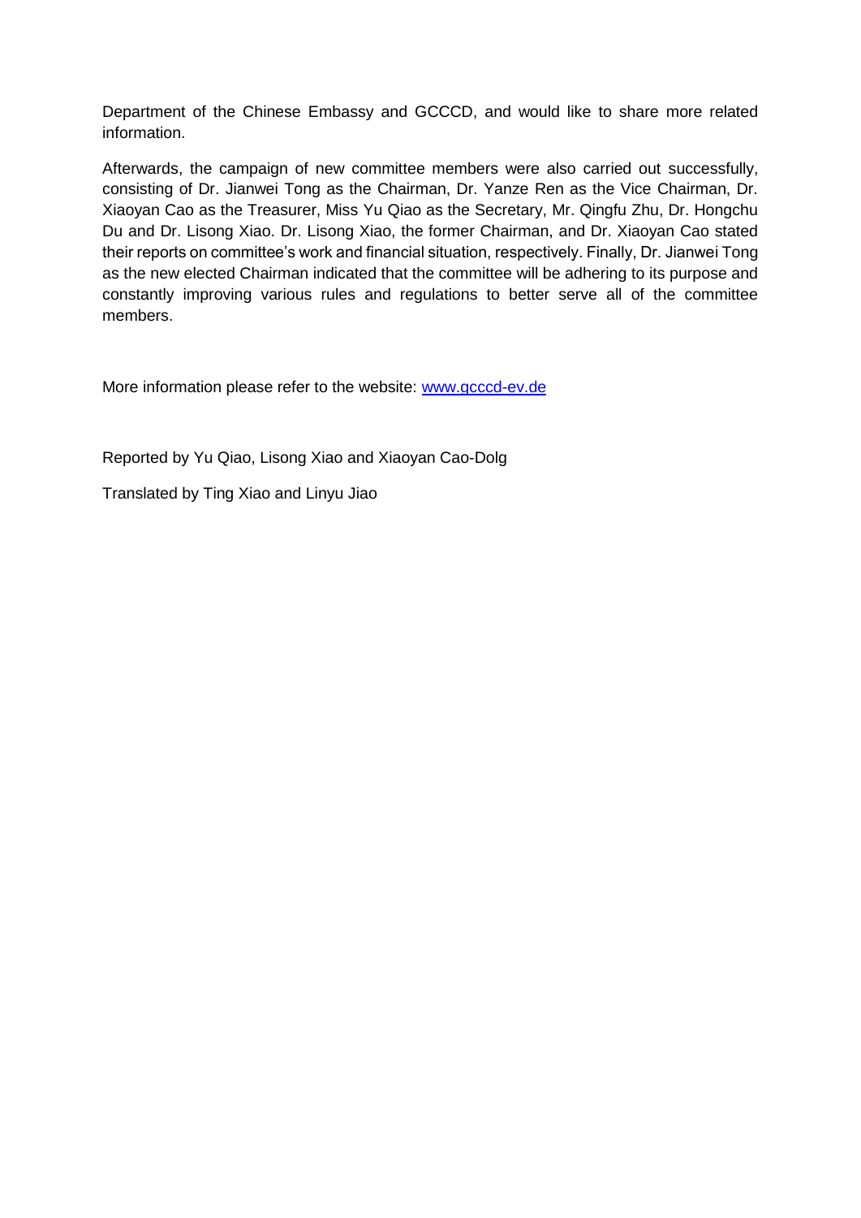Department of the Chinese Embassy and GCCCD, and would like to share more related information.

Afterwards, the campaign of new committee members were also carried out successfully, consisting of Dr. Jianwei Tong as the Chairman, Dr. Yanze Ren as the Vice Chairman, Dr. Xiaoyan Cao as the Treasurer, Miss Yu Qiao as the Secretary, Mr. Qingfu Zhu, Dr. Hongchu Du and Dr. Lisong Xiao. Dr. Lisong Xiao, the former Chairman, and Dr. Xiaoyan Cao stated their reports on committee's work and financial situation, respectively. Finally, Dr. Jianwei Tong as the new elected Chairman indicated that the committee will be adhering to its purpose and constantly improving various rules and regulations to better serve all of the committee members.

More information please refer to the website: [www.gcccd-ev.de](http://www.gcccd-ev.de)

Reported by Yu Qiao, Lisong Xiao and Xiaoyan Cao-Dolg

Translated by Ting Xiao and Linyu Jiao